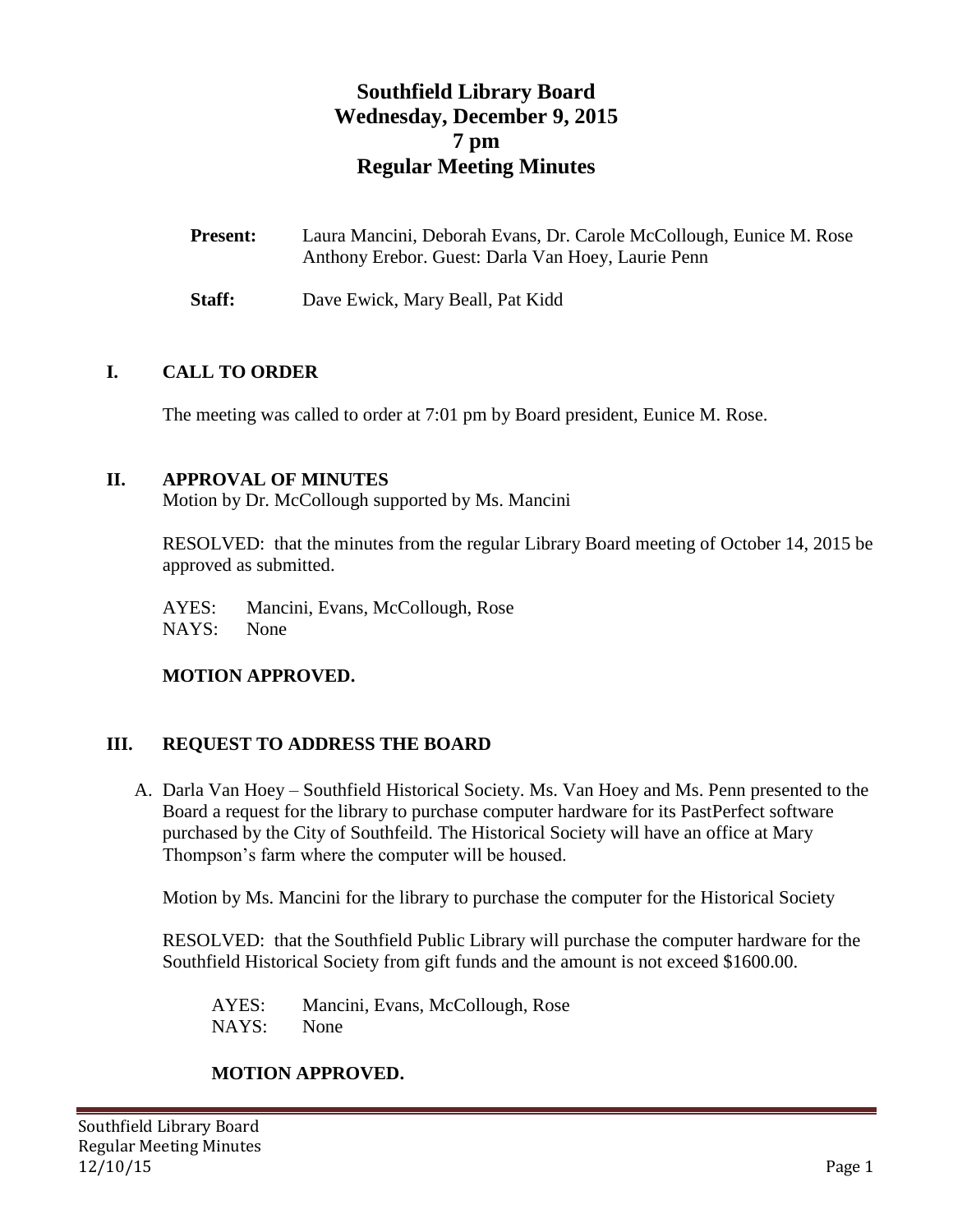# Southfield Library Board
# Wednesday, December 9, 2015
# 7 pm
# Regular Meeting Minutes

**Present:** Laura Mancini, Deborah Evans, Dr. Carole McCollough, Eunice M. Rose Anthony Erebor. Guest: Darla Van Hoey, Laurie Penn

**Staff:** Dave Ewick, Mary Beall, Pat Kidd

## I. CALL TO ORDER

The meeting was called to order at 7:01 pm by Board president, Eunice M. Rose.

## II. APPROVAL OF MINUTES

Motion by Dr. McCollough supported by Ms. Mancini

RESOLVED: that the minutes from the regular Library Board meeting of October 14, 2015 be approved as submitted.

AYES: Mancini, Evans, McCollough, Rose
NAYS: None

**MOTION APPROVED.**

## III. REQUEST TO ADDRESS THE BOARD

A. Darla Van Hoey – Southfield Historical Society. Ms. Van Hoey and Ms. Penn presented to the Board a request for the library to purchase computer hardware for its PastPerfect software purchased by the City of Southfeild. The Historical Society will have an office at Mary Thompson's farm where the computer will be housed.

Motion by Ms. Mancini for the library to purchase the computer for the Historical Society

RESOLVED: that the Southfield Public Library will purchase the computer hardware for the Southfield Historical Society from gift funds and the amount is not exceed $1600.00.

AYES: Mancini, Evans, McCollough, Rose
NAYS: None

**MOTION APPROVED.**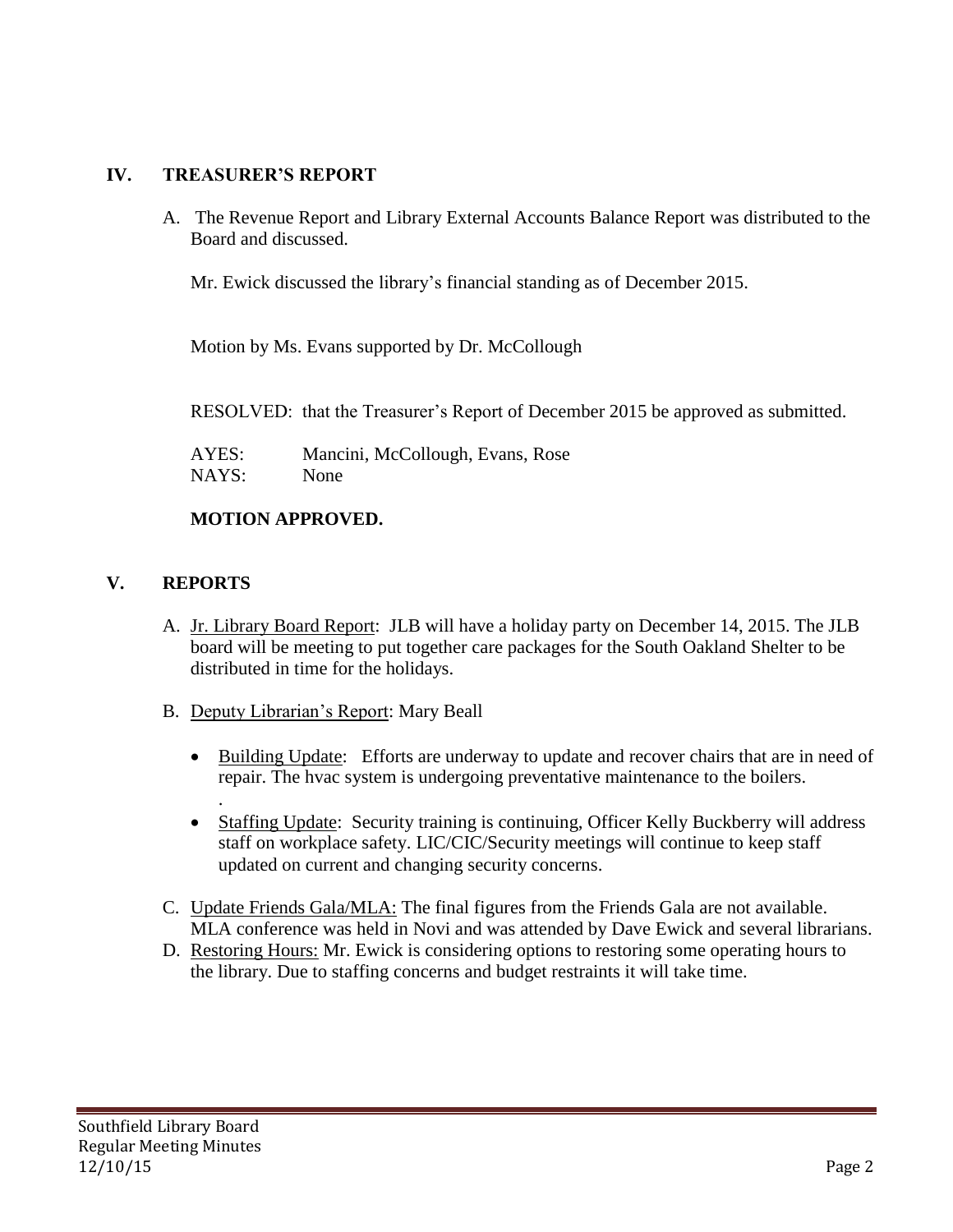## IV. TREASURER'S REPORT

A. The Revenue Report and Library External Accounts Balance Report was distributed to the Board and discussed.

Mr. Ewick discussed the library's financial standing as of December 2015.

Motion by Ms. Evans supported by Dr. McCollough

RESOLVED: that the Treasurer's Report of December 2015 be approved as submitted.

AYES: Mancini, McCollough, Evans, Rose
NAYS: None

**MOTION APPROVED.**

## V. REPORTS

A. Jr. Library Board Report: JLB will have a holiday party on December 14, 2015. The JLB board will be meeting to put together care packages for the South Oakland Shelter to be distributed in time for the holidays.

B. Deputy Librarian's Report: Mary Beall

- Building Update: Efforts are underway to update and recover chairs that are in need of repair. The hvac system is undergoing preventative maintenance to the boilers.
  .
- Staffing Update: Security training is continuing, Officer Kelly Buckberry will address staff on workplace safety. LIC/CIC/Security meetings will continue to keep staff updated on current and changing security concerns.

C. Update Friends Gala/MLA: The final figures from the Friends Gala are not available. MLA conference was held in Novi and was attended by Dave Ewick and several librarians.

D. Restoring Hours: Mr. Ewick is considering options to restoring some operating hours to the library. Due to staffing concerns and budget restraints it will take time.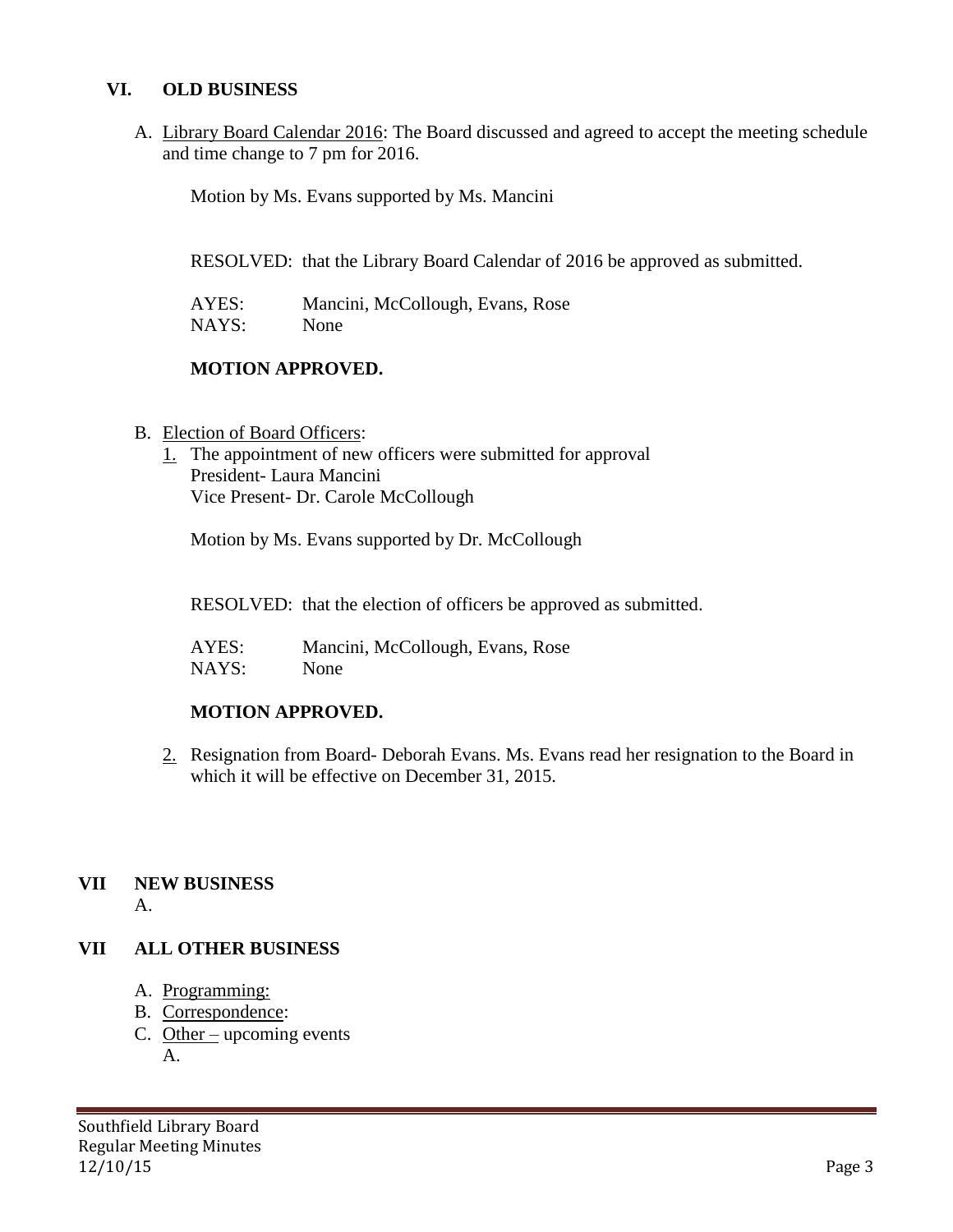## VI. OLD BUSINESS

A. Library Board Calendar 2016: The Board discussed and agreed to accept the meeting schedule and time change to 7 pm for 2016.

Motion by Ms. Evans supported by Ms. Mancini

RESOLVED: that the Library Board Calendar of 2016 be approved as submitted.

AYES: Mancini, McCollough, Evans, Rose
NAYS: None

**MOTION APPROVED.**

B. Election of Board Officers:

1. The appointment of new officers were submitted for approval
   President- Laura Mancini
   Vice Present- Dr. Carole McCollough

   Motion by Ms. Evans supported by Dr. McCollough

   RESOLVED: that the election of officers be approved as submitted.

   AYES: Mancini, McCollough, Evans, Rose
   NAYS: None

   **MOTION APPROVED.**

2. Resignation from Board- Deborah Evans. Ms. Evans read her resignation to the Board in which it will be effective on December 31, 2015.

## VII NEW BUSINESS

A.

## VII ALL OTHER BUSINESS

A. Programming:
B. Correspondence:
C. Other – upcoming events
   A.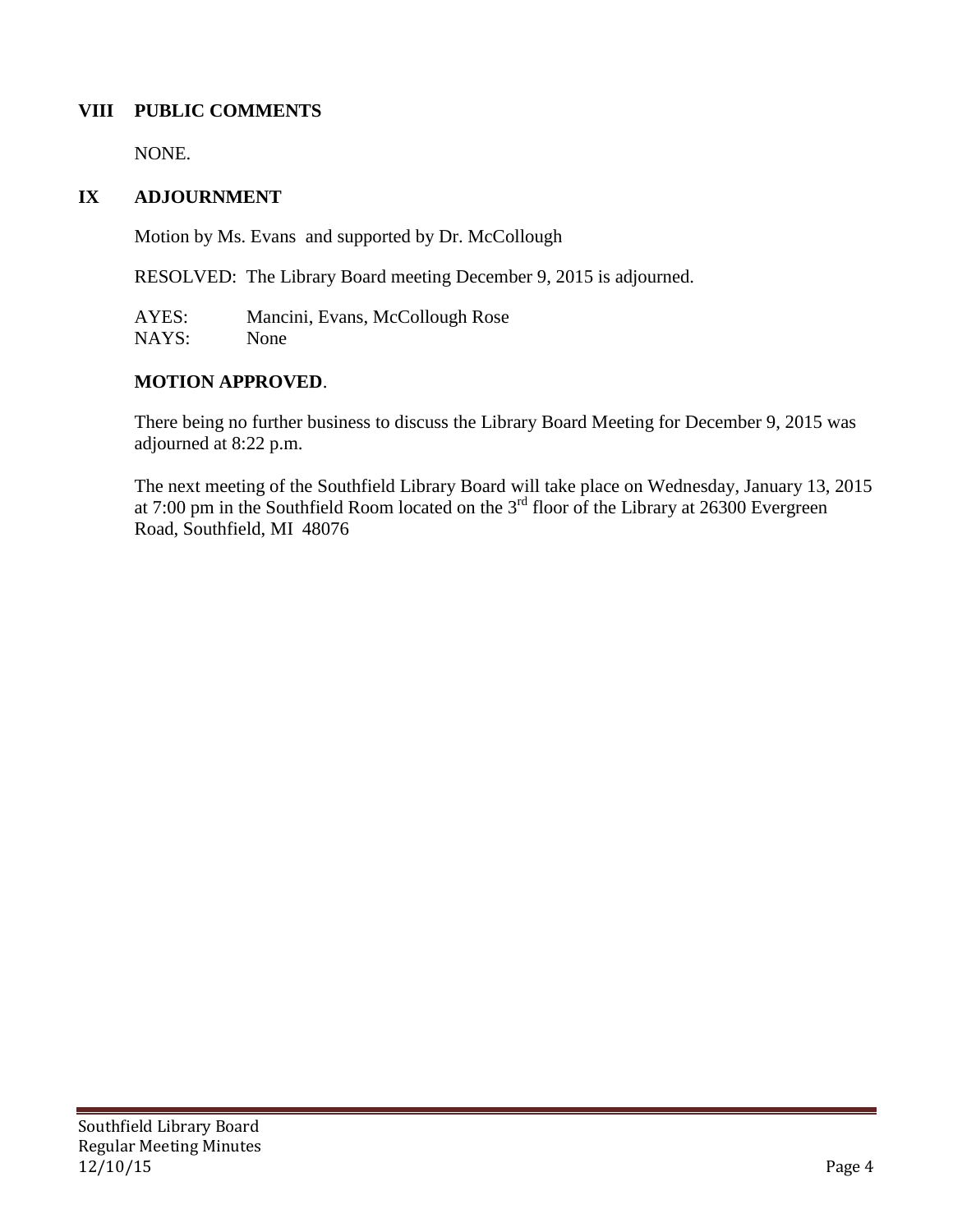## VIII PUBLIC COMMENTS

NONE.

## IX ADJOURNMENT

Motion by Ms. Evans and supported by Dr. McCollough

RESOLVED: The Library Board meeting December 9, 2015 is adjourned.

AYES: Mancini, Evans, McCollough Rose
NAYS: None

**MOTION APPROVED**.

There being no further business to discuss the Library Board Meeting for December 9, 2015 was adjourned at 8:22 p.m.

The next meeting of the Southfield Library Board will take place on Wednesday, January 13, 2015 at 7:00 pm in the Southfield Room located on the 3rd floor of the Library at 26300 Evergreen Road, Southfield, MI 48076